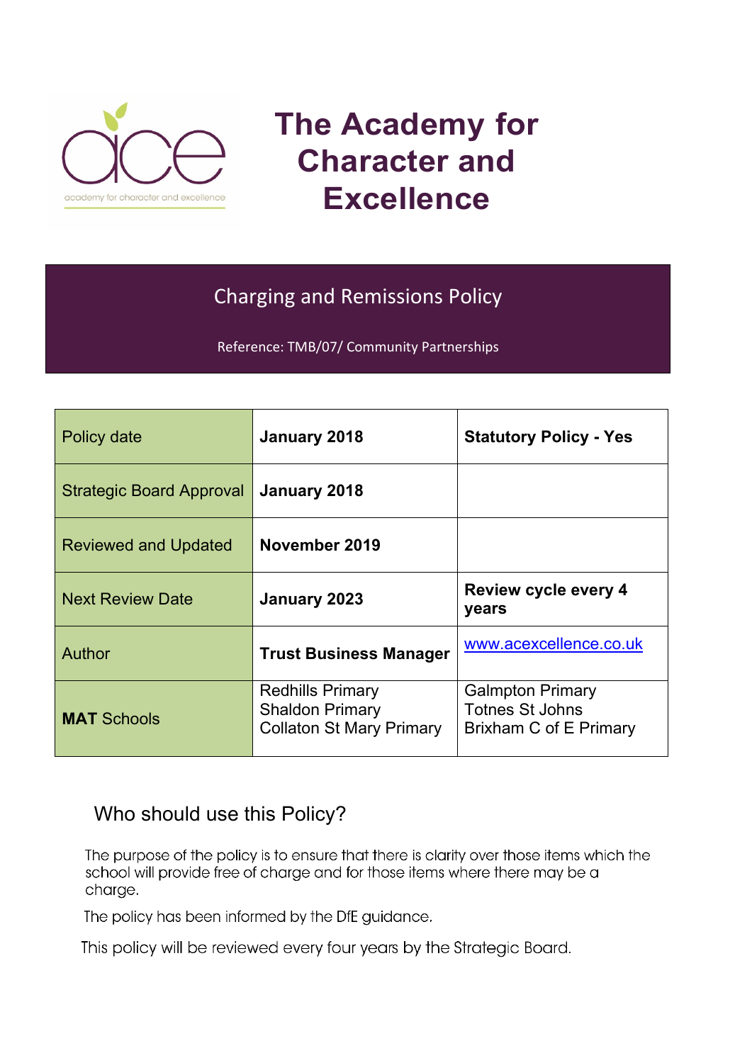# The Academy for Character and Excellence

## Charging and Remissions Policy

Reference: TMB/07/ Community Partnerships

| Policy date | **January 2018** | **Statutory Policy - Yes** |
|---|---|---|
| Strategic Board Approval | **January 2018** | |
| Reviewed and Updated | **November 2019** | |
| Next Review Date | **January 2023** | **Review cycle every 4 years** |
| Author | **Trust Business Manager** | www.acexcellence.co.uk |
| **MAT** Schools | Redhills Primary<br>Shaldon Primary<br>Collaton St Mary Primary | Galmpton Primary<br>Totnes St Johns<br>Brixham C of E Primary |

## Who should use this Policy?

The purpose of the policy is to ensure that there is clarity over those items which the school will provide free of charge and for those items where there may be a charge.

The policy has been informed by the DfE guidance.

This policy will be reviewed every four years by the Strategic Board.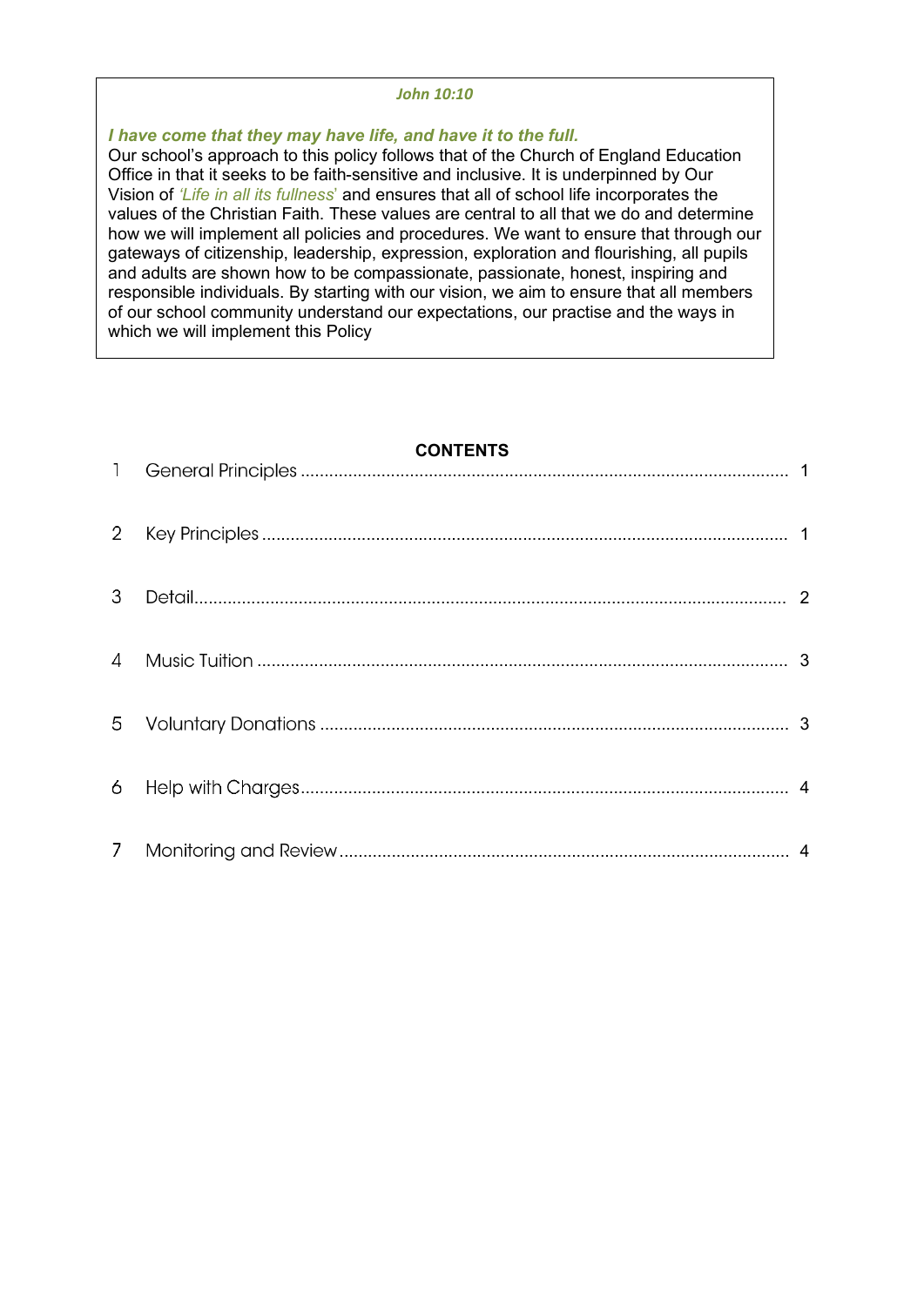*John 10:10*

***I have come that they may have life, and have it to the full.***

Our school's approach to this policy follows that of the Church of England Education Office in that it seeks to be faith-sensitive and inclusive. It is underpinned by Our Vision of *'Life in all its fullness'* and ensures that all of school life incorporates the values of the Christian Faith. These values are central to all that we do and determine how we will implement all policies and procedures. We want to ensure that through our gateways of citizenship, leadership, expression, exploration and flourishing, all pupils and adults are shown how to be compassionate, passionate, honest, inspiring and responsible individuals. By starting with our vision, we aim to ensure that all members of our school community understand our expectations, our practise and the ways in which we will implement this Policy

**CONTENTS**

1 General Principles ........ 1

2 Key Principles ........ 1

3 Detail ........ 2

4 Music Tuition ........ 3

5 Voluntary Donations ........ 3

6 Help with Charges ........ 4

7 Monitoring and Review ........ 4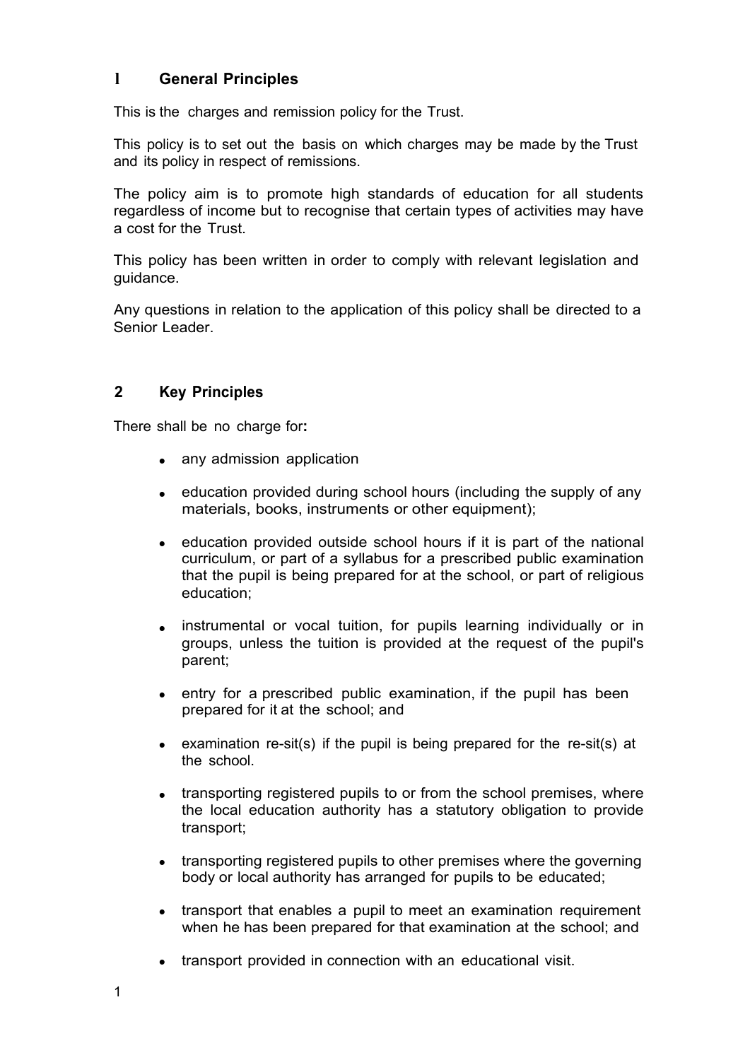## 1 General Principles

This is the charges and remission policy for the Trust.

This policy is to set out the basis on which charges may be made by the Trust and its policy in respect of remissions.

The policy aim is to promote high standards of education for all students regardless of income but to recognise that certain types of activities may have a cost for the Trust.

This policy has been written in order to comply with relevant legislation and guidance.

Any questions in relation to the application of this policy shall be directed to a Senior Leader.

## 2 Key Principles

There shall be no charge for**:**

- any admission application
- education provided during school hours (including the supply of any materials, books, instruments or other equipment);
- education provided outside school hours if it is part of the national curriculum, or part of a syllabus for a prescribed public examination that the pupil is being prepared for at the school, or part of religious education;
- instrumental or vocal tuition, for pupils learning individually or in groups, unless the tuition is provided at the request of the pupil's parent;
- entry for a prescribed public examination, if the pupil has been prepared for it at the school; and
- examination re-sit(s) if the pupil is being prepared for the re-sit(s) at the school.
- transporting registered pupils to or from the school premises, where the local education authority has a statutory obligation to provide transport;
- transporting registered pupils to other premises where the governing body or local authority has arranged for pupils to be educated;
- transport that enables a pupil to meet an examination requirement when he has been prepared for that examination at the school; and
- transport provided in connection with an educational visit.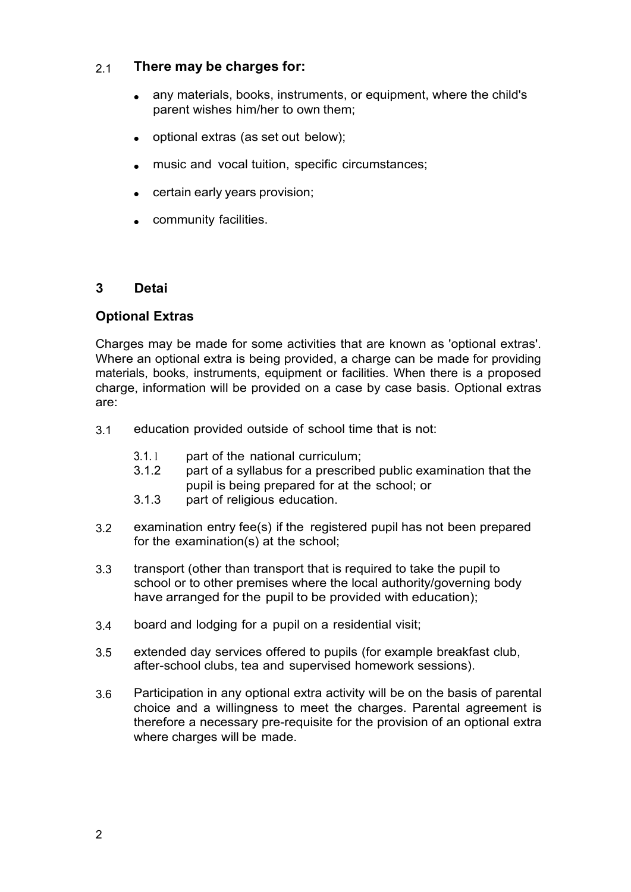## 2.1 There may be charges for:

- any materials, books, instruments, or equipment, where the child's parent wishes him/her to own them;
- optional extras (as set out below);
- music and vocal tuition, specific circumstances;
- certain early years provision;
- community facilities.

## 3 Detai

### Optional Extras

Charges may be made for some activities that are known as 'optional extras'. Where an optional extra is being provided, a charge can be made for providing materials, books, instruments, equipment or facilities. When there is a proposed charge, information will be provided on a case by case basis. Optional extras are:

3.1 education provided outside of school time that is not:

- 3.1.1 part of the national curriculum;
- 3.1.2 part of a syllabus for a prescribed public examination that the pupil is being prepared for at the school; or
- 3.1.3 part of religious education.

3.2 examination entry fee(s) if the registered pupil has not been prepared for the examination(s) at the school;

3.3 transport (other than transport that is required to take the pupil to school or to other premises where the local authority/governing body have arranged for the pupil to be provided with education);

3.4 board and lodging for a pupil on a residential visit;

3.5 extended day services offered to pupils (for example breakfast club, after-school clubs, tea and supervised homework sessions).

3.6 Participation in any optional extra activity will be on the basis of parental choice and a willingness to meet the charges. Parental agreement is therefore a necessary pre-requisite for the provision of an optional extra where charges will be made.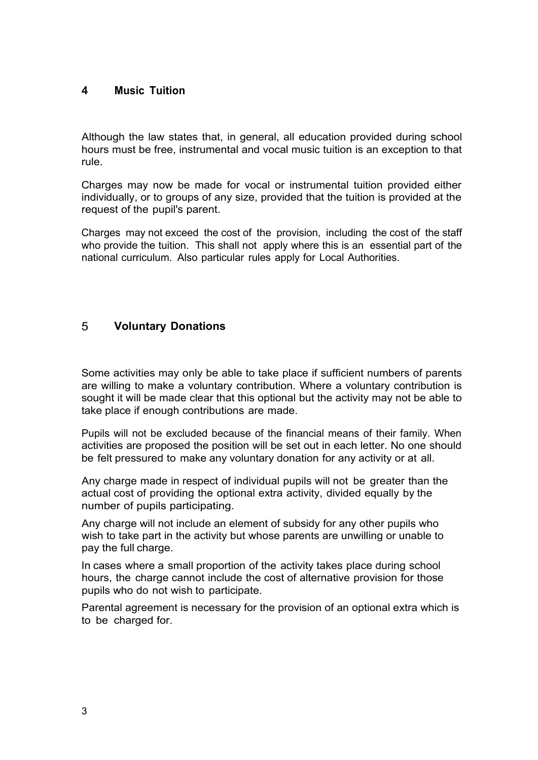## 4 Music Tuition

Although the law states that, in general, all education provided during school hours must be free, instrumental and vocal music tuition is an exception to that rule.

Charges may now be made for vocal or instrumental tuition provided either individually, or to groups of any size, provided that the tuition is provided at the request of the pupil's parent.

Charges may not exceed the cost of the provision, including the cost of the staff who provide the tuition. This shall not apply where this is an essential part of the national curriculum. Also particular rules apply for Local Authorities.

## 5 Voluntary Donations

Some activities may only be able to take place if sufficient numbers of parents are willing to make a voluntary contribution. Where a voluntary contribution is sought it will be made clear that this optional but the activity may not be able to take place if enough contributions are made.

Pupils will not be excluded because of the financial means of their family. When activities are proposed the position will be set out in each letter. No one should be felt pressured to make any voluntary donation for any activity or at all.

Any charge made in respect of individual pupils will not be greater than the actual cost of providing the optional extra activity, divided equally by the number of pupils participating.

Any charge will not include an element of subsidy for any other pupils who wish to take part in the activity but whose parents are unwilling or unable to pay the full charge.

In cases where a small proportion of the activity takes place during school hours, the charge cannot include the cost of alternative provision for those pupils who do not wish to participate.

Parental agreement is necessary for the provision of an optional extra which is to be charged for.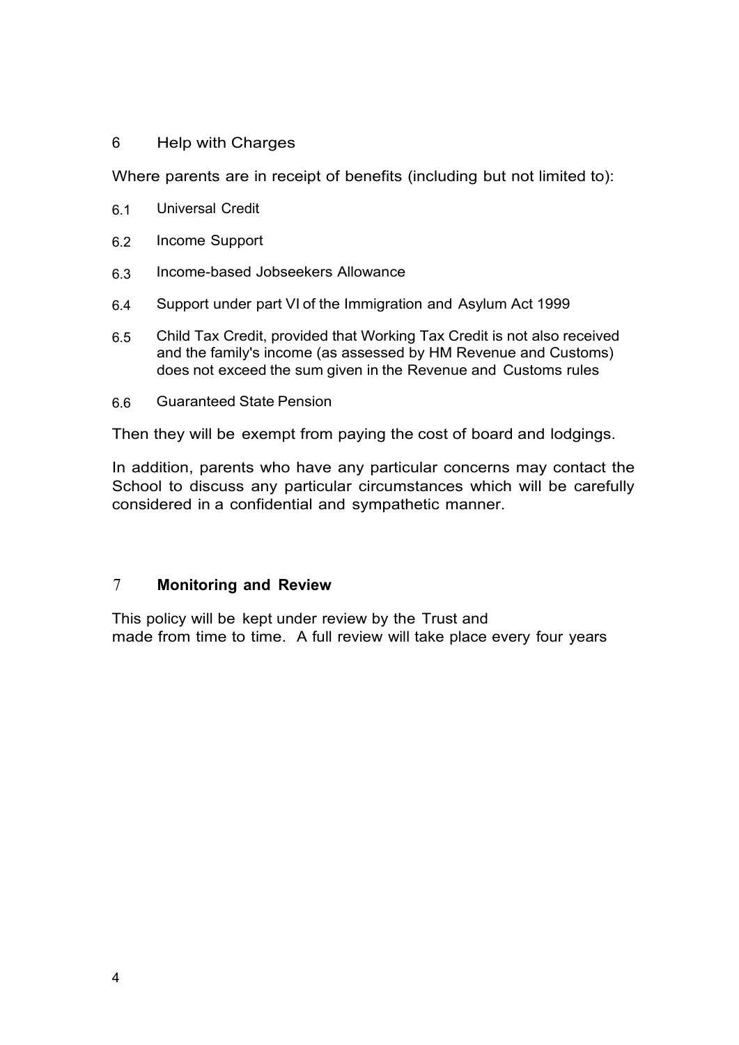## 6 Help with Charges

Where parents are in receipt of benefits (including but not limited to):

6.1 Universal Credit

6.2 Income Support

6.3 Income-based Jobseekers Allowance

6.4 Support under part VI of the Immigration and Asylum Act 1999

6.5 Child Tax Credit, provided that Working Tax Credit is not also received and the family's income (as assessed by HM Revenue and Customs) does not exceed the sum given in the Revenue and Customs rules

6.6 Guaranteed State Pension

Then they will be exempt from paying the cost of board and lodgings.

In addition, parents who have any particular concerns may contact the School to discuss any particular circumstances which will be carefully considered in a confidential and sympathetic manner.

## 7 **Monitoring and Review**

This policy will be kept under review by the Trust and
made from time to time. A full review will take place every four years